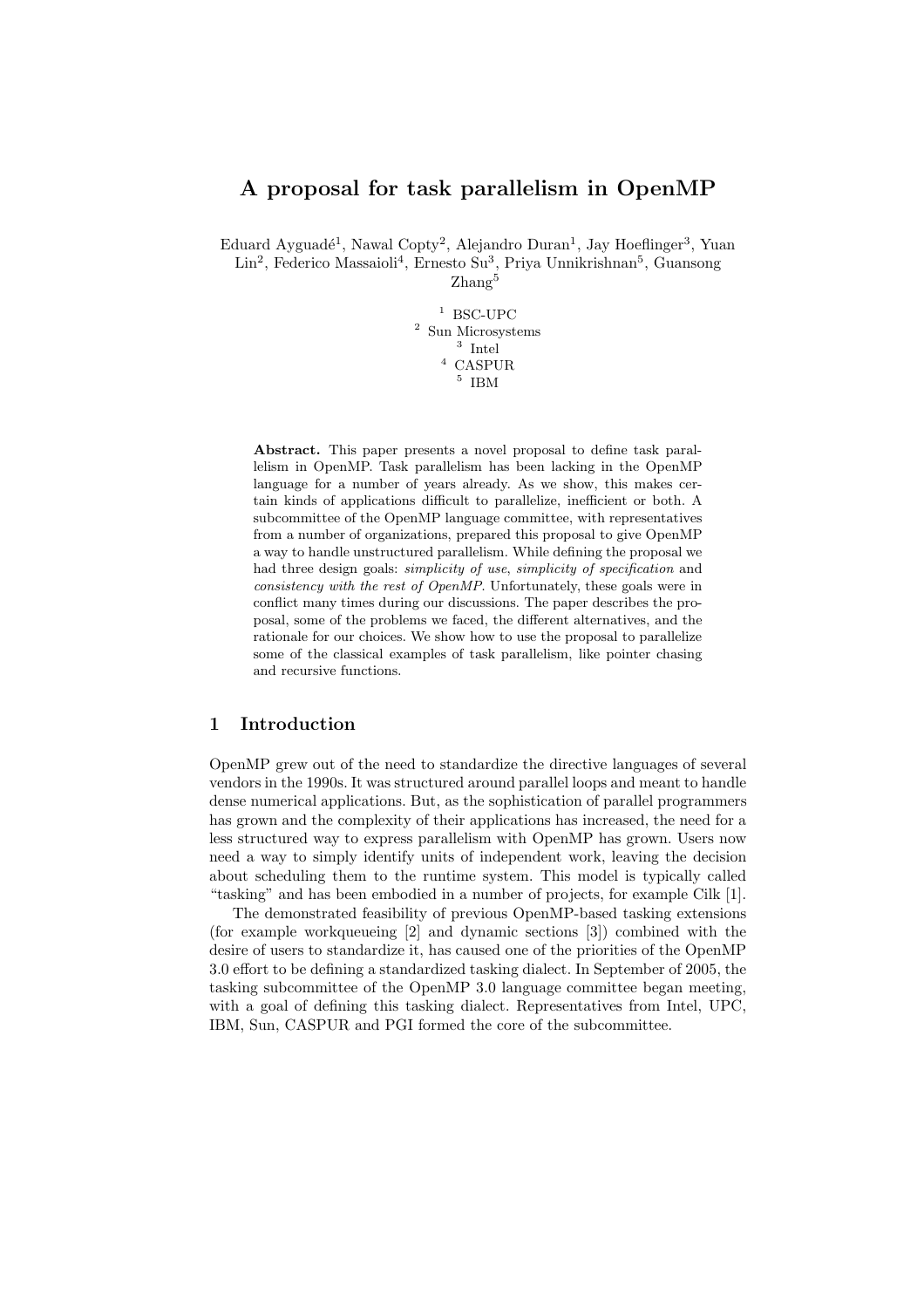# A proposal for task parallelism in OpenMP

Eduard Ayguadé[1], Nawal Copty[2], Alejandro Duran[1], Jay Hoeflinger[3], Yuan Lin[2], Federico Massaioli[4], Ernesto Su[3], Priya Unnikrishnan[5], Guansong Zhang[5]

[1] BSC-UPC
[2] Sun Microsystems
[3] Intel
[4] CASPUR
[5] IBM

**Abstract.** This paper presents a novel proposal to define task parallelism in OpenMP. Task parallelism has been lacking in the OpenMP language for a number of years already. As we show, this makes certain kinds of applications difficult to parallelize, inefficient or both. A subcommittee of the OpenMP language committee, with representatives from a number of organizations, prepared this proposal to give OpenMP a way to handle unstructured parallelism. While defining the proposal we had three design goals: *simplicity of use*, *simplicity of specification* and *consistency with the rest of OpenMP*. Unfortunately, these goals were in conflict many times during our discussions. The paper describes the proposal, some of the problems we faced, the different alternatives, and the rationale for our choices. We show how to use the proposal to parallelize some of the classical examples of task parallelism, like pointer chasing and recursive functions.

## 1 Introduction

OpenMP grew out of the need to standardize the directive languages of several vendors in the 1990s. It was structured around parallel loops and meant to handle dense numerical applications. But, as the sophistication of parallel programmers has grown and the complexity of their applications has increased, the need for a less structured way to express parallelism with OpenMP has grown. Users now need a way to simply identify units of independent work, leaving the decision about scheduling them to the runtime system. This model is typically called "tasking" and has been embodied in a number of projects, for example Cilk [1].

The demonstrated feasibility of previous OpenMP-based tasking extensions (for example workqueueing [2] and dynamic sections [3]) combined with the desire of users to standardize it, has caused one of the priorities of the OpenMP 3.0 effort to be defining a standardized tasking dialect. In September of 2005, the tasking subcommittee of the OpenMP 3.0 language committee began meeting, with a goal of defining this tasking dialect. Representatives from Intel, UPC, IBM, Sun, CASPUR and PGI formed the core of the subcommittee.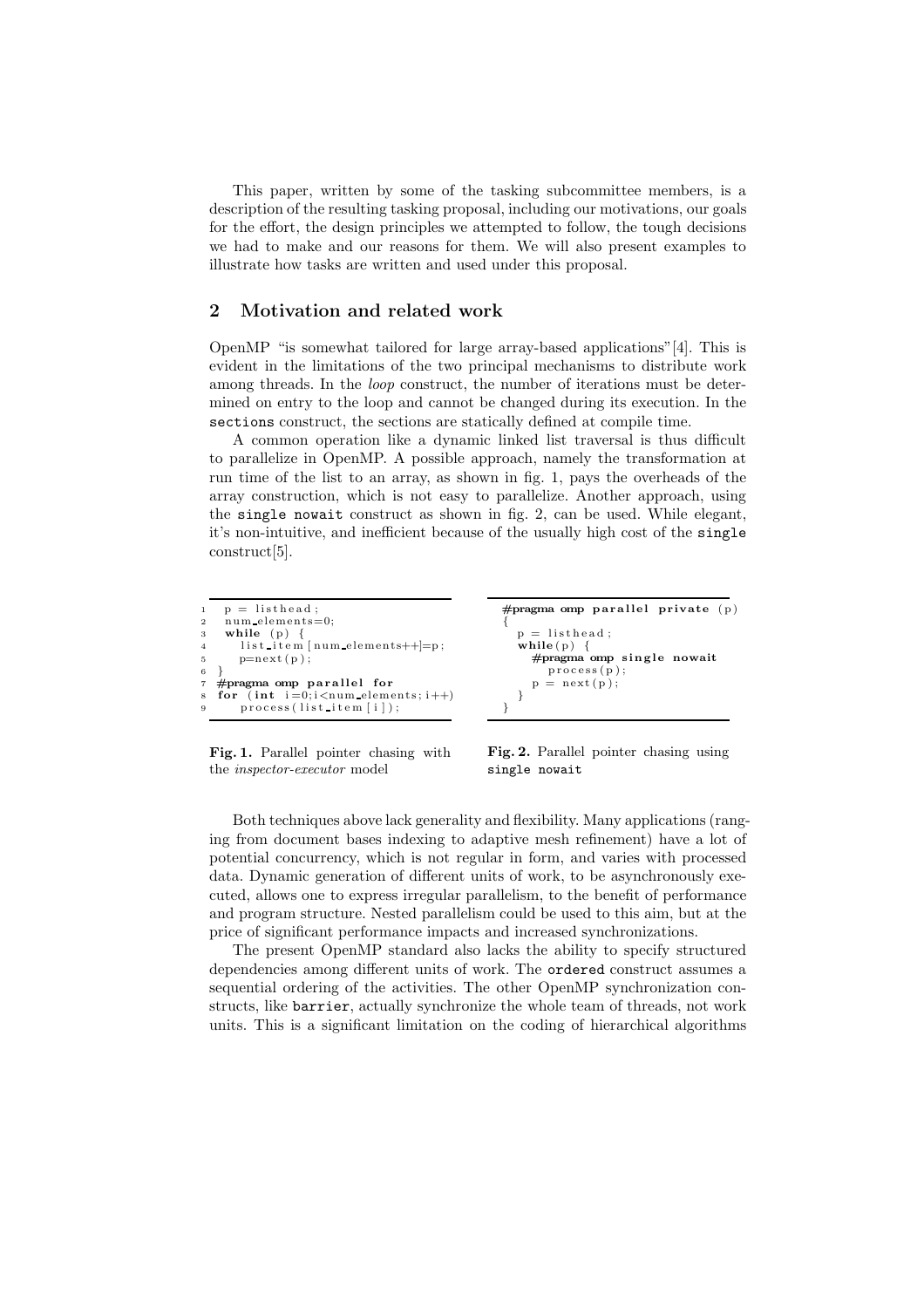This paper, written by some of the tasking subcommittee members, is a description of the resulting tasking proposal, including our motivations, our goals for the effort, the design principles we attempted to follow, the tough decisions we had to make and our reasons for them. We will also present examples to illustrate how tasks are written and used under this proposal.

## 2 Motivation and related work

OpenMP "is somewhat tailored for large array-based applications"[4]. This is evident in the limitations of the two principal mechanisms to distribute work among threads. In the *loop* construct, the number of iterations must be determined on entry to the loop and cannot be changed during its execution. In the `sections` construct, the sections are statically defined at compile time.

A common operation like a dynamic linked list traversal is thus difficult to parallelize in OpenMP. A possible approach, namely the transformation at run time of the list to an array, as shown in fig. 1, pays the overheads of the array construction, which is not easy to parallelize. Another approach, using the `single nowait` construct as shown in fig. 2, can be used. While elegant, it's non-intuitive, and inefficient because of the usually high cost of the `single` construct[5].

```
1   p = listhead;
2   num_elements=0;
3   while (p) {
4      list_item[num_elements++]=p;
5      p=next(p);
6   }
7   #pragma omp parallel for
8   for (int i=0;i<num_elements;i++)
9      process(list_item[i]);
```

**Fig. 1.** Parallel pointer chasing with the *inspector-executor* model

```
#pragma omp parallel private (p)
{
   p = listhead;
   while(p) {
     #pragma omp single nowait
       process(p);
     p = next(p);
   }
}
```

**Fig. 2.** Parallel pointer chasing using `single nowait`

Both techniques above lack generality and flexibility. Many applications (ranging from document bases indexing to adaptive mesh refinement) have a lot of potential concurrency, which is not regular in form, and varies with processed data. Dynamic generation of different units of work, to be asynchronously executed, allows one to express irregular parallelism, to the benefit of performance and program structure. Nested parallelism could be used to this aim, but at the price of significant performance impacts and increased synchronizations.

The present OpenMP standard also lacks the ability to specify structured dependencies among different units of work. The `ordered` construct assumes a sequential ordering of the activities. The other OpenMP synchronization constructs, like `barrier`, actually synchronize the whole team of threads, not work units. This is a significant limitation on the coding of hierarchical algorithms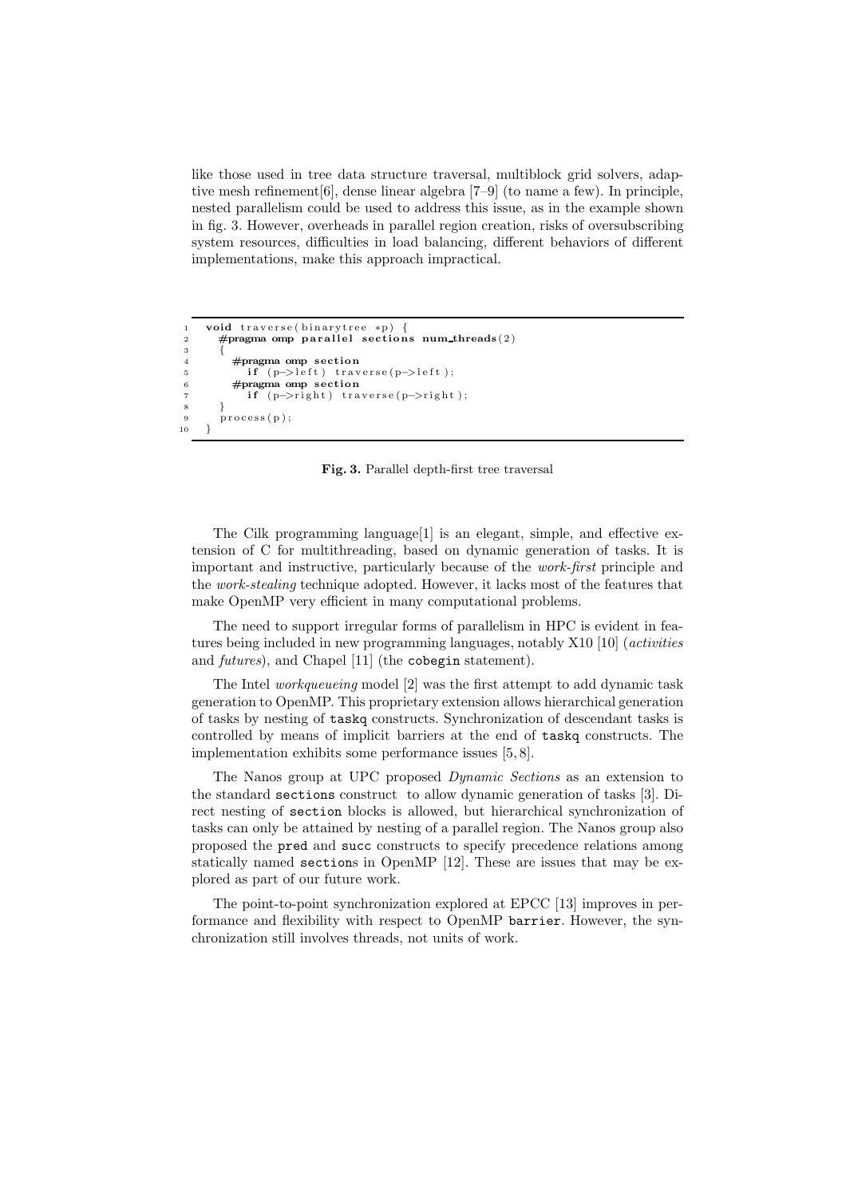like those used in tree data structure traversal, multiblock grid solvers, adaptive mesh refinement[6], dense linear algebra [7–9] (to name a few). In principle, nested parallelism could be used to address this issue, as in the example shown in fig. 3. However, overheads in parallel region creation, risks of oversubscribing system resources, difficulties in load balancing, different behaviors of different implementations, make this approach impractical.

```
1  void traverse(binarytree *p) {
2    #pragma omp parallel sections num_threads(2)
3    {
4      #pragma omp section
5        if (p->left) traverse(p->left);
6      #pragma omp section
7        if (p->right) traverse(p->right);
8    }
9    process(p);
10 }
```

**Fig. 3.** Parallel depth-first tree traversal

The Cilk programming language[1] is an elegant, simple, and effective extension of C for multithreading, based on dynamic generation of tasks. It is important and instructive, particularly because of the *work-first* principle and the *work-stealing* technique adopted. However, it lacks most of the features that make OpenMP very efficient in many computational problems.

The need to support irregular forms of parallelism in HPC is evident in features being included in new programming languages, notably X10 [10] (*activities* and *futures*), and Chapel [11] (the `cobegin` statement).

The Intel *workqueueing* model [2] was the first attempt to add dynamic task generation to OpenMP. This proprietary extension allows hierarchical generation of tasks by nesting of `taskq` constructs. Synchronization of descendant tasks is controlled by means of implicit barriers at the end of `taskq` constructs. The implementation exhibits some performance issues [5, 8].

The Nanos group at UPC proposed *Dynamic Sections* as an extension to the standard `sections` construct to allow dynamic generation of tasks [3]. Direct nesting of `section` blocks is allowed, but hierarchical synchronization of tasks can only be attained by nesting of a parallel region. The Nanos group also proposed the `pred` and `succ` constructs to specify precedence relations among statically named `section`s in OpenMP [12]. These are issues that may be explored as part of our future work.

The point-to-point synchronization explored at EPCC [13] improves in performance and flexibility with respect to OpenMP `barrier`. However, the synchronization still involves threads, not units of work.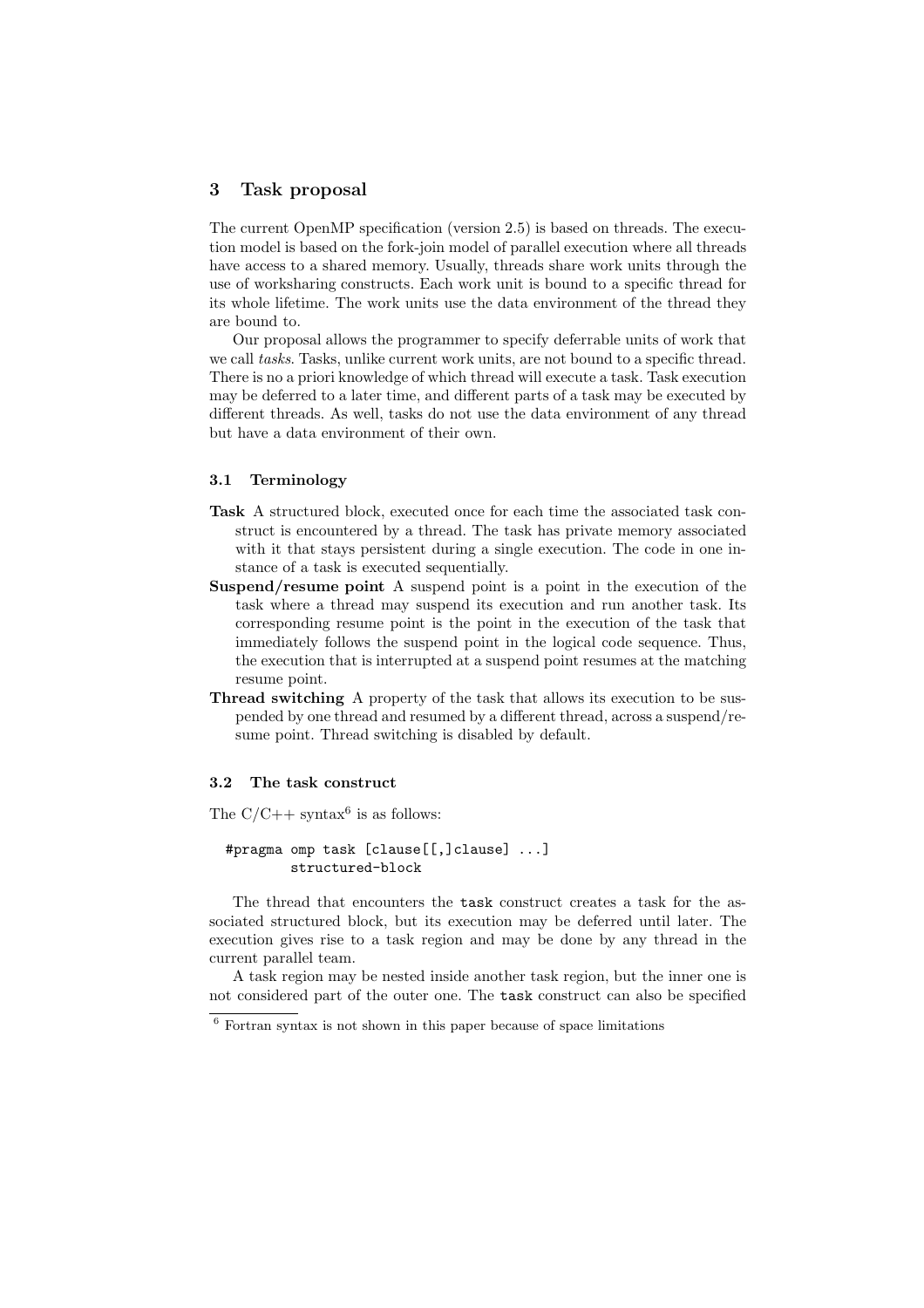## 3 Task proposal

The current OpenMP specification (version 2.5) is based on threads. The execution model is based on the fork-join model of parallel execution where all threads have access to a shared memory. Usually, threads share work units through the use of worksharing constructs. Each work unit is bound to a specific thread for its whole lifetime. The work units use the data environment of the thread they are bound to.

Our proposal allows the programmer to specify deferrable units of work that we call *tasks*. Tasks, unlike current work units, are not bound to a specific thread. There is no a priori knowledge of which thread will execute a task. Task execution may be deferred to a later time, and different parts of a task may be executed by different threads. As well, tasks do not use the data environment of any thread but have a data environment of their own.

### 3.1 Terminology

**Task** A structured block, executed once for each time the associated task construct is encountered by a thread. The task has private memory associated with it that stays persistent during a single execution. The code in one instance of a task is executed sequentially.

**Suspend/resume point** A suspend point is a point in the execution of the task where a thread may suspend its execution and run another task. Its corresponding resume point is the point in the execution of the task that immediately follows the suspend point in the logical code sequence. Thus, the execution that is interrupted at a suspend point resumes at the matching resume point.

**Thread switching** A property of the task that allows its execution to be suspended by one thread and resumed by a different thread, across a suspend/resume point. Thread switching is disabled by default.

### 3.2 The task construct

The C/C++ syntax[6] is as follows:

```
#pragma omp task [clause[[,]clause] ...]
        structured-block
```

The thread that encounters the `task` construct creates a task for the associated structured block, but its execution may be deferred until later. The execution gives rise to a task region and may be done by any thread in the current parallel team.

A task region may be nested inside another task region, but the inner one is not considered part of the outer one. The `task` construct can also be specified

[6] Fortran syntax is not shown in this paper because of space limitations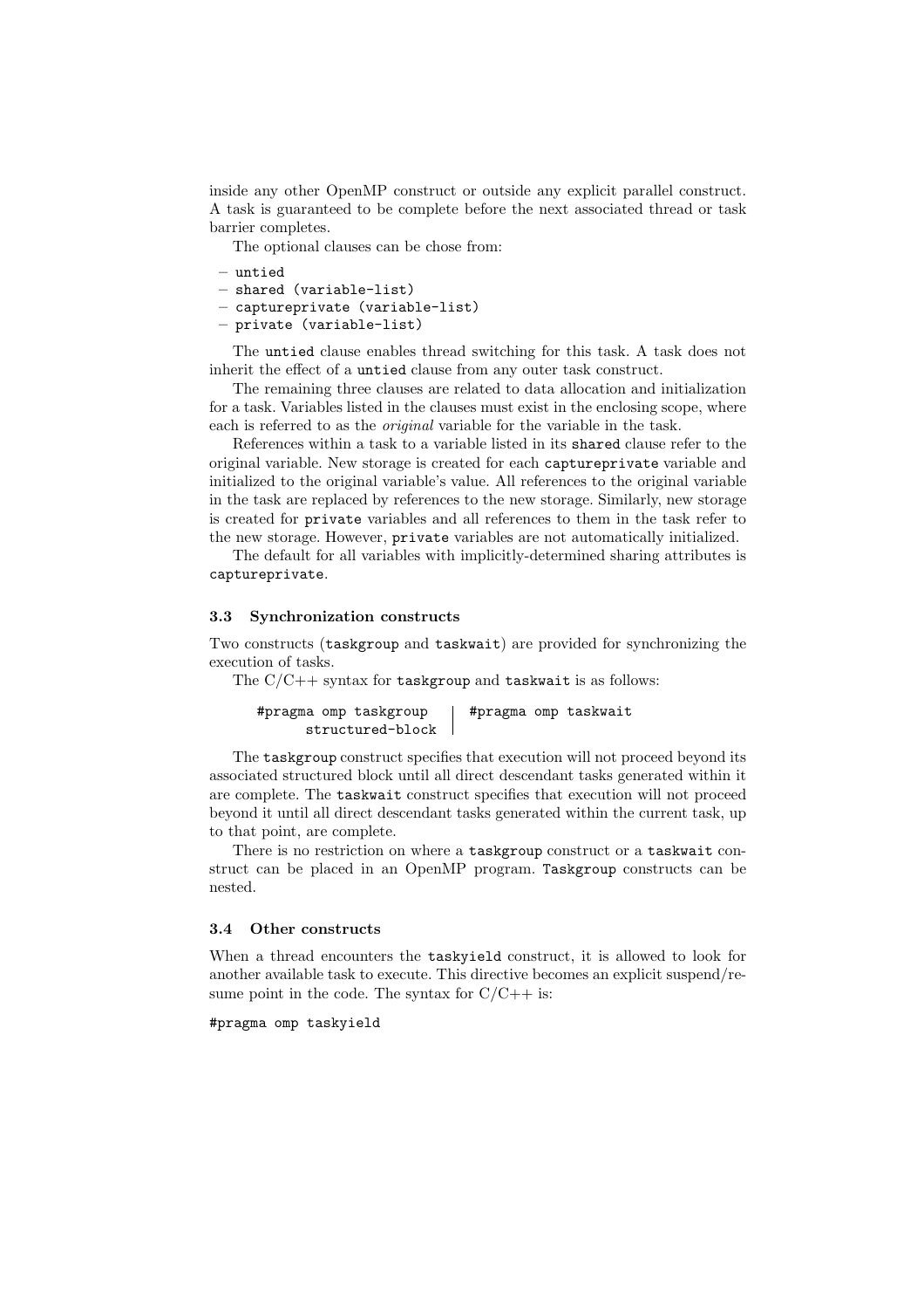inside any other OpenMP construct or outside any explicit parallel construct. A task is guaranteed to be complete before the next associated thread or task barrier completes.

The optional clauses can be chose from:

- `untied`
- `shared (variable-list)`
- `captureprivate (variable-list)`
- `private (variable-list)`

The `untied` clause enables thread switching for this task. A task does not inherit the effect of a `untied` clause from any outer task construct.

The remaining three clauses are related to data allocation and initialization for a task. Variables listed in the clauses must exist in the enclosing scope, where each is referred to as the *original* variable for the variable in the task.

References within a task to a variable listed in its `shared` clause refer to the original variable. New storage is created for each `captureprivate` variable and initialized to the original variable's value. All references to the original variable in the task are replaced by references to the new storage. Similarly, new storage is created for `private` variables and all references to them in the task refer to the new storage. However, `private` variables are not automatically initialized.

The default for all variables with implicitly-determined sharing attributes is `captureprivate`.

### 3.3 Synchronization constructs

Two constructs (`taskgroup` and `taskwait`) are provided for synchronizing the execution of tasks.

The C/C++ syntax for `taskgroup` and `taskwait` is as follows:

```
#pragma omp taskgroup
      structured-block
```

```
#pragma omp taskwait
```

The `taskgroup` construct specifies that execution will not proceed beyond its associated structured block until all direct descendant tasks generated within it are complete. The `taskwait` construct specifies that execution will not proceed beyond it until all direct descendant tasks generated within the current task, up to that point, are complete.

There is no restriction on where a `taskgroup` construct or a `taskwait` construct can be placed in an OpenMP program. `Taskgroup` constructs can be nested.

### 3.4 Other constructs

When a thread encounters the `taskyield` construct, it is allowed to look for another available task to execute. This directive becomes an explicit suspend/resume point in the code. The syntax for C/C++ is:

```
#pragma omp taskyield
```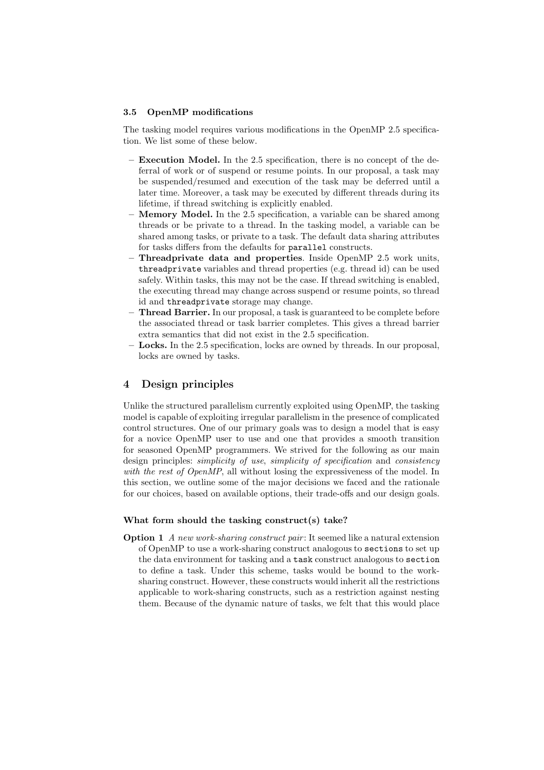### 3.5 OpenMP modifications

The tasking model requires various modifications in the OpenMP 2.5 specification. We list some of these below.

- **Execution Model.** In the 2.5 specification, there is no concept of the deferral of work or of suspend or resume points. In our proposal, a task may be suspended/resumed and execution of the task may be deferred until a later time. Moreover, a task may be executed by different threads during its lifetime, if thread switching is explicitly enabled.
- **Memory Model.** In the 2.5 specification, a variable can be shared among threads or be private to a thread. In the tasking model, a variable can be shared among tasks, or private to a task. The default data sharing attributes for tasks differs from the defaults for `parallel` constructs.
- **Threadprivate data and properties**. Inside OpenMP 2.5 work units, `threadprivate` variables and thread properties (e.g. thread id) can be used safely. Within tasks, this may not be the case. If thread switching is enabled, the executing thread may change across suspend or resume points, so thread id and `threadprivate` storage may change.
- **Thread Barrier.** In our proposal, a task is guaranteed to be complete before the associated thread or task barrier completes. This gives a thread barrier extra semantics that did not exist in the 2.5 specification.
- **Locks.** In the 2.5 specification, locks are owned by threads. In our proposal, locks are owned by tasks.

## 4 Design principles

Unlike the structured parallelism currently exploited using OpenMP, the tasking model is capable of exploiting irregular parallelism in the presence of complicated control structures. One of our primary goals was to design a model that is easy for a novice OpenMP user to use and one that provides a smooth transition for seasoned OpenMP programmers. We strived for the following as our main design principles: *simplicity of use*, *simplicity of specification* and *consistency with the rest of OpenMP*, all without losing the expressiveness of the model. In this section, we outline some of the major decisions we faced and the rationale for our choices, based on available options, their trade-offs and our design goals.

**What form should the tasking construct(s) take?**

**Option 1** *A new work-sharing construct pair*: It seemed like a natural extension of OpenMP to use a work-sharing construct analogous to `sections` to set up the data environment for tasking and a `task` construct analogous to `section` to define a task. Under this scheme, tasks would be bound to the work-sharing construct. However, these constructs would inherit all the restrictions applicable to work-sharing constructs, such as a restriction against nesting them. Because of the dynamic nature of tasks, we felt that this would place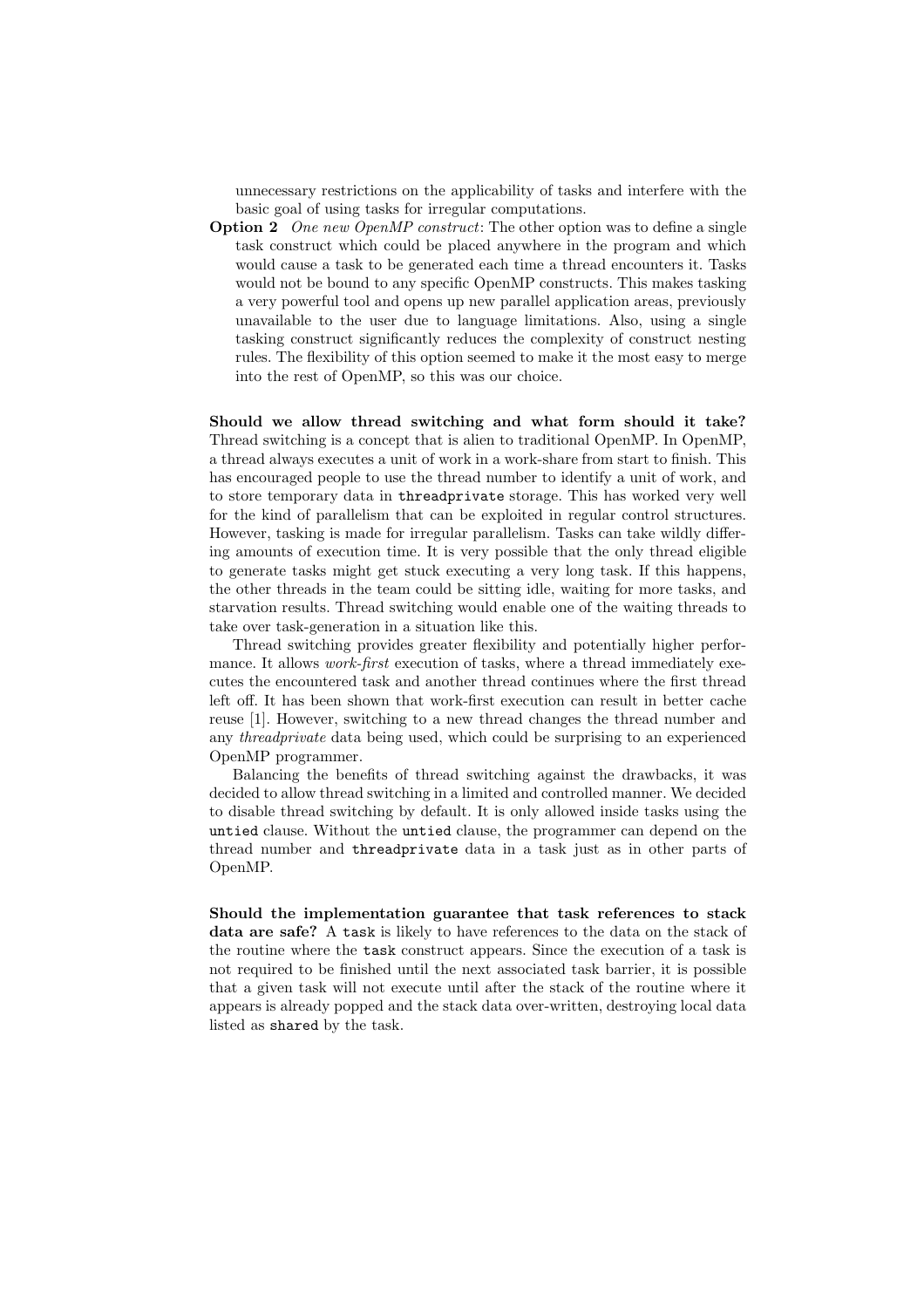unnecessary restrictions on the applicability of tasks and interfere with the basic goal of using tasks for irregular computations.

**Option 2** *One new OpenMP construct*: The other option was to define a single task construct which could be placed anywhere in the program and which would cause a task to be generated each time a thread encounters it. Tasks would not be bound to any specific OpenMP constructs. This makes tasking a very powerful tool and opens up new parallel application areas, previously unavailable to the user due to language limitations. Also, using a single tasking construct significantly reduces the complexity of construct nesting rules. The flexibility of this option seemed to make it the most easy to merge into the rest of OpenMP, so this was our choice.

**Should we allow thread switching and what form should it take?** Thread switching is a concept that is alien to traditional OpenMP. In OpenMP, a thread always executes a unit of work in a work-share from start to finish. This has encouraged people to use the thread number to identify a unit of work, and to store temporary data in `threadprivate` storage. This has worked very well for the kind of parallelism that can be exploited in regular control structures. However, tasking is made for irregular parallelism. Tasks can take wildly differing amounts of execution time. It is very possible that the only thread eligible to generate tasks might get stuck executing a very long task. If this happens, the other threads in the team could be sitting idle, waiting for more tasks, and starvation results. Thread switching would enable one of the waiting threads to take over task-generation in a situation like this.

Thread switching provides greater flexibility and potentially higher performance. It allows *work-first* execution of tasks, where a thread immediately executes the encountered task and another thread continues where the first thread left off. It has been shown that work-first execution can result in better cache reuse [1]. However, switching to a new thread changes the thread number and any *threadprivate* data being used, which could be surprising to an experienced OpenMP programmer.

Balancing the benefits of thread switching against the drawbacks, it was decided to allow thread switching in a limited and controlled manner. We decided to disable thread switching by default. It is only allowed inside tasks using the `untied` clause. Without the `untied` clause, the programmer can depend on the thread number and `threadprivate` data in a task just as in other parts of OpenMP.

**Should the implementation guarantee that task references to stack data are safe?** A `task` is likely to have references to the data on the stack of the routine where the `task` construct appears. Since the execution of a task is not required to be finished until the next associated task barrier, it is possible that a given task will not execute until after the stack of the routine where it appears is already popped and the stack data over-written, destroying local data listed as `shared` by the task.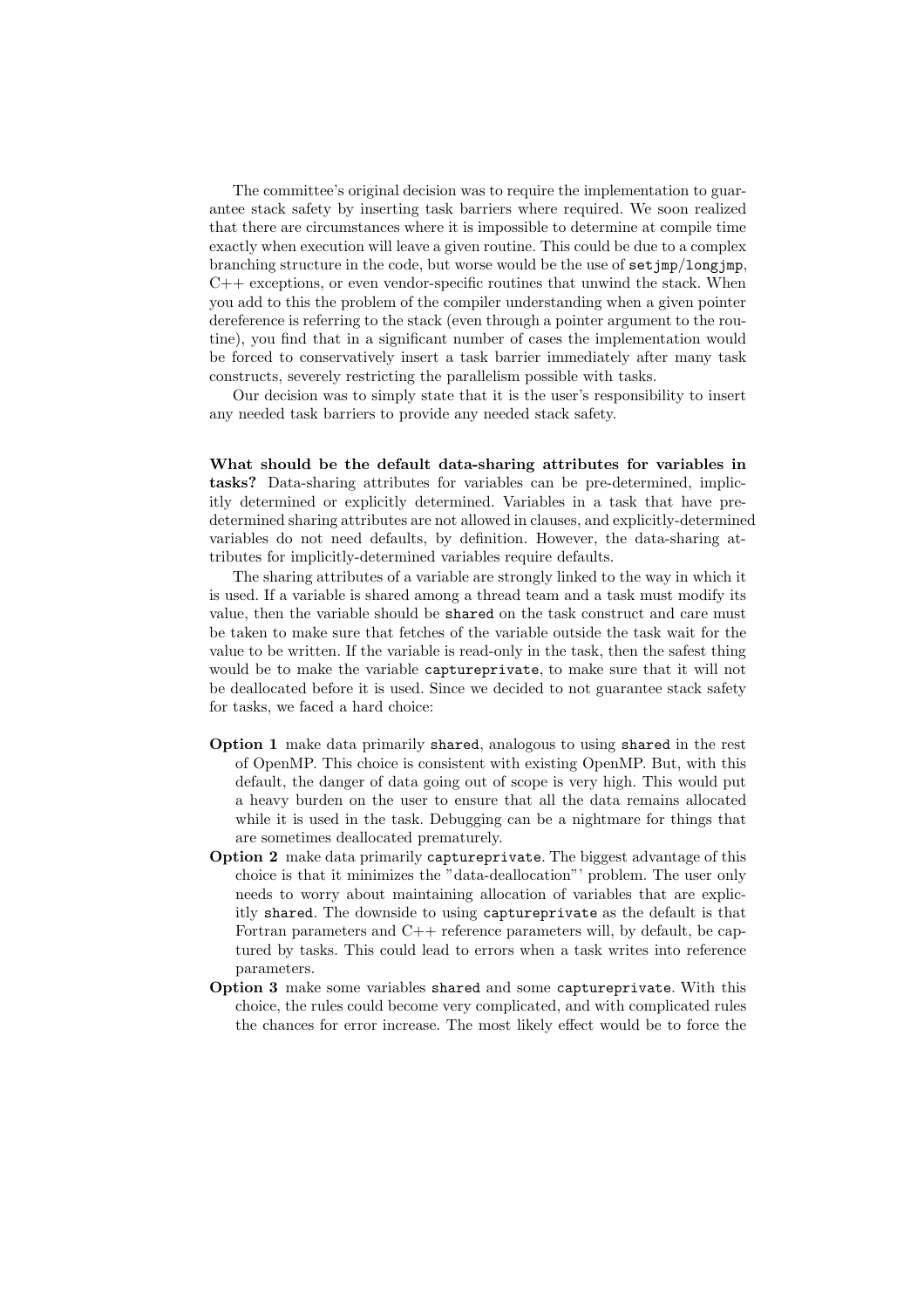The committee's original decision was to require the implementation to guarantee stack safety by inserting task barriers where required. We soon realized that there are circumstances where it is impossible to determine at compile time exactly when execution will leave a given routine. This could be due to a complex branching structure in the code, but worse would be the use of `setjmp/longjmp`, C++ exceptions, or even vendor-specific routines that unwind the stack. When you add to this the problem of the compiler understanding when a given pointer dereference is referring to the stack (even through a pointer argument to the routine), you find that in a significant number of cases the implementation would be forced to conservatively insert a task barrier immediately after many task constructs, severely restricting the parallelism possible with tasks.

Our decision was to simply state that it is the user's responsibility to insert any needed task barriers to provide any needed stack safety.

**What should be the default data-sharing attributes for variables in tasks?** Data-sharing attributes for variables can be pre-determined, implicitly determined or explicitly determined. Variables in a task that have predetermined sharing attributes are not allowed in clauses, and explicitly-determined variables do not need defaults, by definition. However, the data-sharing attributes for implicitly-determined variables require defaults.

The sharing attributes of a variable are strongly linked to the way in which it is used. If a variable is shared among a thread team and a task must modify its value, then the variable should be `shared` on the task construct and care must be taken to make sure that fetches of the variable outside the task wait for the value to be written. If the variable is read-only in the task, then the safest thing would be to make the variable `captureprivate`, to make sure that it will not be deallocated before it is used. Since we decided to not guarantee stack safety for tasks, we faced a hard choice:

**Option 1** make data primarily `shared`, analogous to using `shared` in the rest of OpenMP. This choice is consistent with existing OpenMP. But, with this default, the danger of data going out of scope is very high. This would put a heavy burden on the user to ensure that all the data remains allocated while it is used in the task. Debugging can be a nightmare for things that are sometimes deallocated prematurely.

**Option 2** make data primarily `captureprivate`. The biggest advantage of this choice is that it minimizes the "data-deallocation"' problem. The user only needs to worry about maintaining allocation of variables that are explicitly `shared`. The downside to using `captureprivate` as the default is that Fortran parameters and C++ reference parameters will, by default, be captured by tasks. This could lead to errors when a task writes into reference parameters.

**Option 3** make some variables `shared` and some `captureprivate`. With this choice, the rules could become very complicated, and with complicated rules the chances for error increase. The most likely effect would be to force the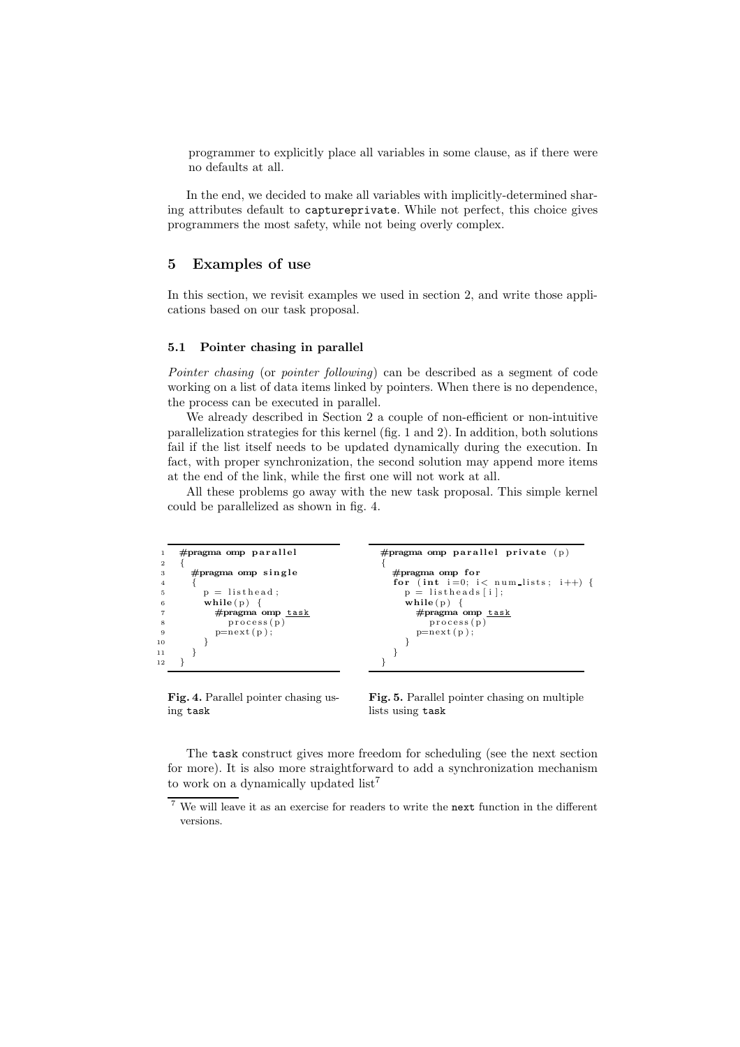programmer to explicitly place all variables in some clause, as if there were no defaults at all.

In the end, we decided to make all variables with implicitly-determined sharing attributes default to `captureprivate`. While not perfect, this choice gives programmers the most safety, while not being overly complex.

## 5 Examples of use

In this section, we revisit examples we used in section 2, and write those applications based on our task proposal.

### 5.1 Pointer chasing in parallel

*Pointer chasing* (or *pointer following*) can be described as a segment of code working on a list of data items linked by pointers. When there is no dependence, the process can be executed in parallel.

We already described in Section 2 a couple of non-efficient or non-intuitive parallelization strategies for this kernel (fig. 1 and 2). In addition, both solutions fail if the list itself needs to be updated dynamically during the execution. In fact, with proper synchronization, the second solution may append more items at the end of the link, while the first one will not work at all.

All these problems go away with the new task proposal. This simple kernel could be parallelized as shown in fig. 4.

```
1   #pragma omp parallel
2   {
3     #pragma omp single
4     {
5       p = listhead;
6       while(p) {
7         #pragma omp task
8           process(p)
9         p=next(p);
10      }
11    }
12  }
```

**Fig. 4.** Parallel pointer chasing using `task`

```
#pragma omp parallel private(p)
{
  #pragma omp for
  for (int i=0; i< num_lists; i++) {
    p = listheads[i];
    while(p) {
      #pragma omp task
        process(p)
      p=next(p);
    }
  }
}
```

**Fig. 5.** Parallel pointer chasing on multiple lists using `task`

The `task` construct gives more freedom for scheduling (see the next section for more). It is also more straightforward to add a synchronization mechanism to work on a dynamically updated list[7]

[7] We will leave it as an exercise for readers to write the `next` function in the different versions.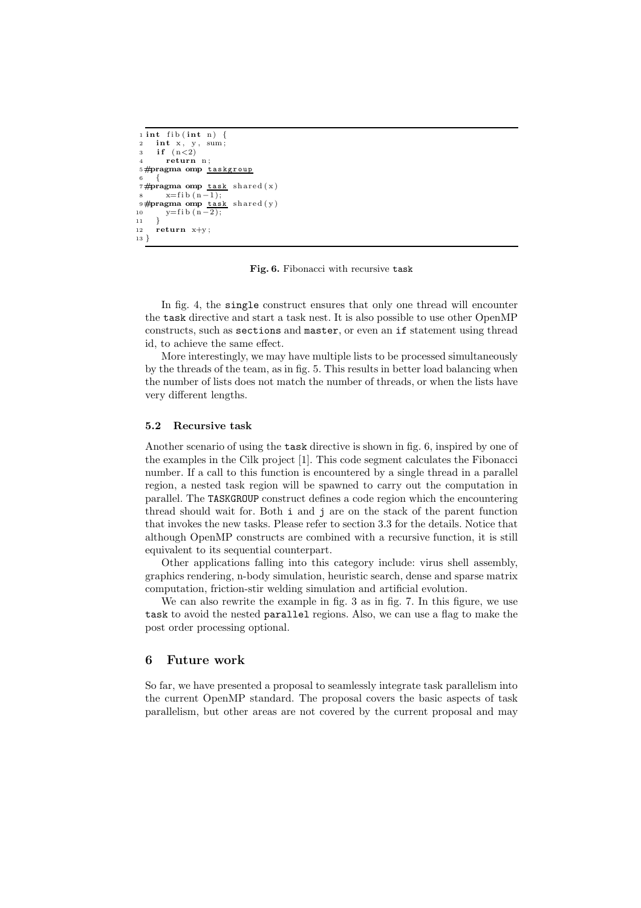```c
int fib(int n) {
  int x, y, sum;
  if (n<2)
    return n;
#pragma omp taskgroup
  {
#pragma omp task shared(x)
    x=fib(n-1);
#pragma omp task shared(y)
    y=fib(n-2);
  }
  return x+y;
}
```

**Fig. 6.** Fibonacci with recursive `task`

In fig. 4, the `single` construct ensures that only one thread will encounter the `task` directive and start a task nest. It is also possible to use other OpenMP constructs, such as `sections` and `master`, or even an `if` statement using thread id, to achieve the same effect.

More interestingly, we may have multiple lists to be processed simultaneously by the threads of the team, as in fig. 5. This results in better load balancing when the number of lists does not match the number of threads, or when the lists have very different lengths.

### 5.2 Recursive task

Another scenario of using the `task` directive is shown in fig. 6, inspired by one of the examples in the Cilk project [1]. This code segment calculates the Fibonacci number. If a call to this function is encountered by a single thread in a parallel region, a nested task region will be spawned to carry out the computation in parallel. The `TASKGROUP` construct defines a code region which the encountering thread should wait for. Both `i` and `j` are on the stack of the parent function that invokes the new tasks. Please refer to section 3.3 for the details. Notice that although OpenMP constructs are combined with a recursive function, it is still equivalent to its sequential counterpart.

Other applications falling into this category include: virus shell assembly, graphics rendering, n-body simulation, heuristic search, dense and sparse matrix computation, friction-stir welding simulation and artificial evolution.

We can also rewrite the example in fig. 3 as in fig. 7. In this figure, we use `task` to avoid the nested `parallel` regions. Also, we can use a flag to make the post order processing optional.

## 6 Future work

So far, we have presented a proposal to seamlessly integrate task parallelism into the current OpenMP standard. The proposal covers the basic aspects of task parallelism, but other areas are not covered by the current proposal and may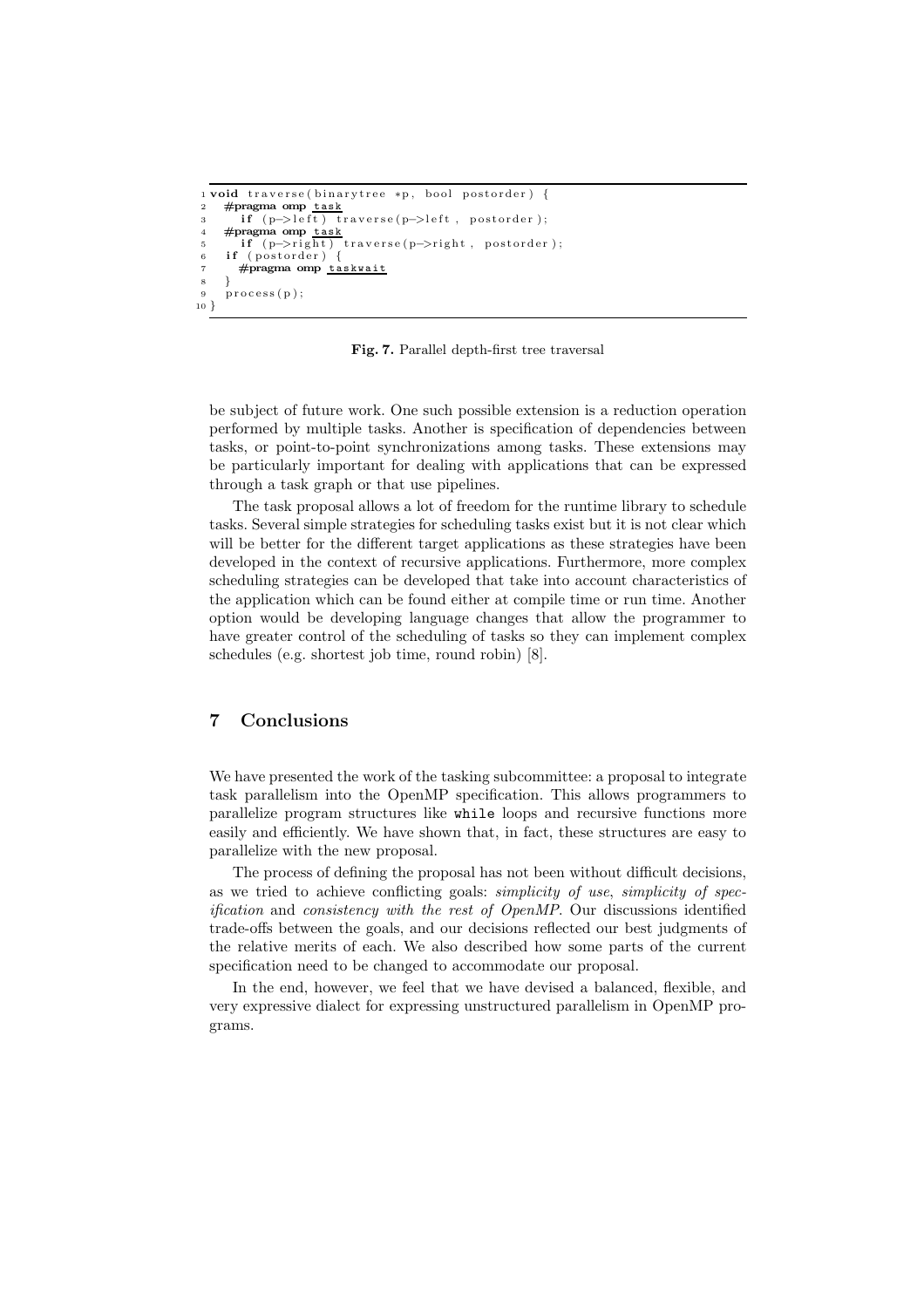```
void traverse(binarytree *p, bool postorder) {
  #pragma omp task
    if (p->left) traverse(p->left, postorder);
  #pragma omp task
    if (p->right) traverse(p->right, postorder);
  if (postorder) {
    #pragma omp taskwait
  }
  process(p);
}
```

**Fig. 7.** Parallel depth-first tree traversal

be subject of future work. One such possible extension is a reduction operation performed by multiple tasks. Another is specification of dependencies between tasks, or point-to-point synchronizations among tasks. These extensions may be particularly important for dealing with applications that can be expressed through a task graph or that use pipelines.

The task proposal allows a lot of freedom for the runtime library to schedule tasks. Several simple strategies for scheduling tasks exist but it is not clear which will be better for the different target applications as these strategies have been developed in the context of recursive applications. Furthermore, more complex scheduling strategies can be developed that take into account characteristics of the application which can be found either at compile time or run time. Another option would be developing language changes that allow the programmer to have greater control of the scheduling of tasks so they can implement complex schedules (e.g. shortest job time, round robin) [8].

## 7 Conclusions

We have presented the work of the tasking subcommittee: a proposal to integrate task parallelism into the OpenMP specification. This allows programmers to parallelize program structures like `while` loops and recursive functions more easily and efficiently. We have shown that, in fact, these structures are easy to parallelize with the new proposal.

The process of defining the proposal has not been without difficult decisions, as we tried to achieve conflicting goals: *simplicity of use*, *simplicity of specification* and *consistency with the rest of OpenMP*. Our discussions identified trade-offs between the goals, and our decisions reflected our best judgments of the relative merits of each. We also described how some parts of the current specification need to be changed to accommodate our proposal.

In the end, however, we feel that we have devised a balanced, flexible, and very expressive dialect for expressing unstructured parallelism in OpenMP programs.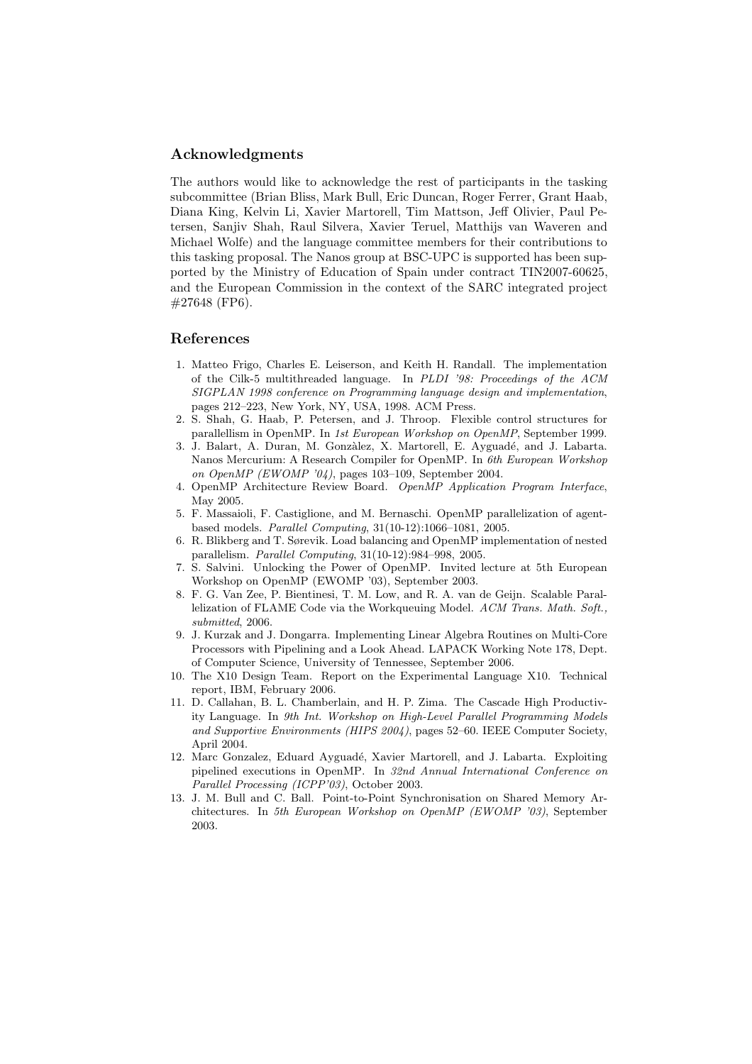## Acknowledgments

The authors would like to acknowledge the rest of participants in the tasking subcommittee (Brian Bliss, Mark Bull, Eric Duncan, Roger Ferrer, Grant Haab, Diana King, Kelvin Li, Xavier Martorell, Tim Mattson, Jeff Olivier, Paul Petersen, Sanjiv Shah, Raul Silvera, Xavier Teruel, Matthijs van Waveren and Michael Wolfe) and the language committee members for their contributions to this tasking proposal. The Nanos group at BSC-UPC is supported has been supported by the Ministry of Education of Spain under contract TIN2007-60625, and the European Commission in the context of the SARC integrated project #27648 (FP6).

## References

1. Matteo Frigo, Charles E. Leiserson, and Keith H. Randall. The implementation of the Cilk-5 multithreaded language. In *PLDI '98: Proceedings of the ACM SIGPLAN 1998 conference on Programming language design and implementation*, pages 212–223, New York, NY, USA, 1998. ACM Press.
2. S. Shah, G. Haab, P. Petersen, and J. Throop. Flexible control structures for parallellism in OpenMP. In *1st European Workshop on OpenMP*, September 1999.
3. J. Balart, A. Duran, M. Gonzàlez, X. Martorell, E. Ayguadé, and J. Labarta. Nanos Mercurium: A Research Compiler for OpenMP. In *6th European Workshop on OpenMP (EWOMP '04)*, pages 103–109, September 2004.
4. OpenMP Architecture Review Board. *OpenMP Application Program Interface*, May 2005.
5. F. Massaioli, F. Castiglione, and M. Bernaschi. OpenMP parallelization of agent-based models. *Parallel Computing*, 31(10-12):1066–1081, 2005.
6. R. Blikberg and T. Sørevik. Load balancing and OpenMP implementation of nested parallelism. *Parallel Computing*, 31(10-12):984–998, 2005.
7. S. Salvini. Unlocking the Power of OpenMP. Invited lecture at 5th European Workshop on OpenMP (EWOMP '03), September 2003.
8. F. G. Van Zee, P. Bientinesi, T. M. Low, and R. A. van de Geijn. Scalable Parallelization of FLAME Code via the Workqueuing Model. *ACM Trans. Math. Soft., submitted*, 2006.
9. J. Kurzak and J. Dongarra. Implementing Linear Algebra Routines on Multi-Core Processors with Pipelining and a Look Ahead. LAPACK Working Note 178, Dept. of Computer Science, University of Tennessee, September 2006.
10. The X10 Design Team. Report on the Experimental Language X10. Technical report, IBM, February 2006.
11. D. Callahan, B. L. Chamberlain, and H. P. Zima. The Cascade High Productivity Language. In *9th Int. Workshop on High-Level Parallel Programming Models and Supportive Environments (HIPS 2004)*, pages 52–60. IEEE Computer Society, April 2004.
12. Marc Gonzalez, Eduard Ayguadé, Xavier Martorell, and J. Labarta. Exploiting pipelined executions in OpenMP. In *32nd Annual International Conference on Parallel Processing (ICPP'03)*, October 2003.
13. J. M. Bull and C. Ball. Point-to-Point Synchronisation on Shared Memory Architectures. In *5th European Workshop on OpenMP (EWOMP '03)*, September 2003.